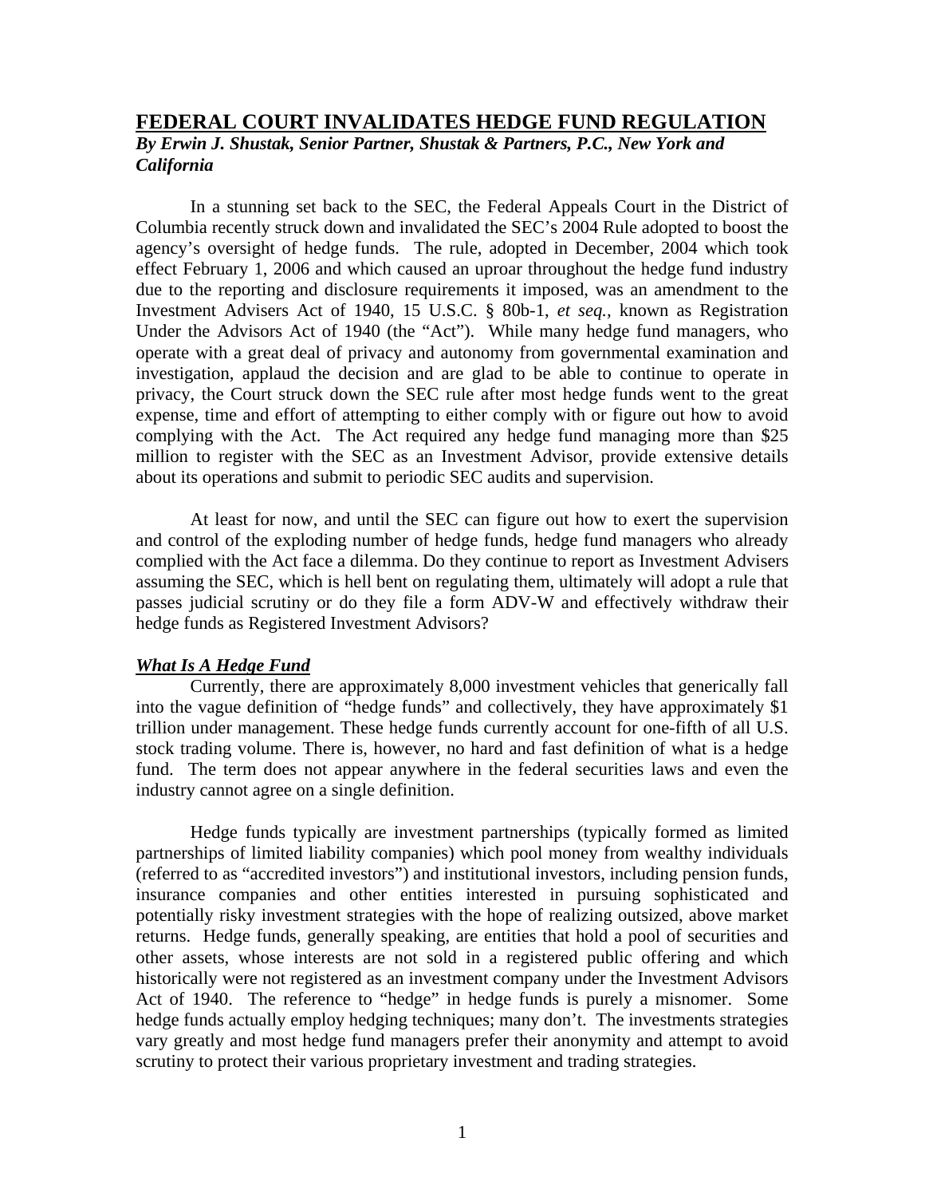# FEDERAL COURT INVALIDATES HEDGE FUND REGULATION

***By Erwin J. Shustak, Senior Partner, Shustak & Partners, P.C., New York and California***

In a stunning set back to the SEC, the Federal Appeals Court in the District of Columbia recently struck down and invalidated the SEC's 2004 Rule adopted to boost the agency's oversight of hedge funds. The rule, adopted in December, 2004 which took effect February 1, 2006 and which caused an uproar throughout the hedge fund industry due to the reporting and disclosure requirements it imposed, was an amendment to the Investment Advisers Act of 1940, 15 U.S.C. § 80b-1, *et seq.*, known as Registration Under the Advisors Act of 1940 (the "Act"). While many hedge fund managers, who operate with a great deal of privacy and autonomy from governmental examination and investigation, applaud the decision and are glad to be able to continue to operate in privacy, the Court struck down the SEC rule after most hedge funds went to the great expense, time and effort of attempting to either comply with or figure out how to avoid complying with the Act. The Act required any hedge fund managing more than $25 million to register with the SEC as an Investment Advisor, provide extensive details about its operations and submit to periodic SEC audits and supervision.

At least for now, and until the SEC can figure out how to exert the supervision and control of the exploding number of hedge funds, hedge fund managers who already complied with the Act face a dilemma. Do they continue to report as Investment Advisers assuming the SEC, which is hell bent on regulating them, ultimately will adopt a rule that passes judicial scrutiny or do they file a form ADV-W and effectively withdraw their hedge funds as Registered Investment Advisors?

### *What Is A Hedge Fund*

Currently, there are approximately 8,000 investment vehicles that generically fall into the vague definition of "hedge funds" and collectively, they have approximately $1 trillion under management. These hedge funds currently account for one-fifth of all U.S. stock trading volume. There is, however, no hard and fast definition of what is a hedge fund. The term does not appear anywhere in the federal securities laws and even the industry cannot agree on a single definition.

Hedge funds typically are investment partnerships (typically formed as limited partnerships of limited liability companies) which pool money from wealthy individuals (referred to as "accredited investors") and institutional investors, including pension funds, insurance companies and other entities interested in pursuing sophisticated and potentially risky investment strategies with the hope of realizing outsized, above market returns. Hedge funds, generally speaking, are entities that hold a pool of securities and other assets, whose interests are not sold in a registered public offering and which historically were not registered as an investment company under the Investment Advisors Act of 1940. The reference to "hedge" in hedge funds is purely a misnomer. Some hedge funds actually employ hedging techniques; many don't. The investments strategies vary greatly and most hedge fund managers prefer their anonymity and attempt to avoid scrutiny to protect their various proprietary investment and trading strategies.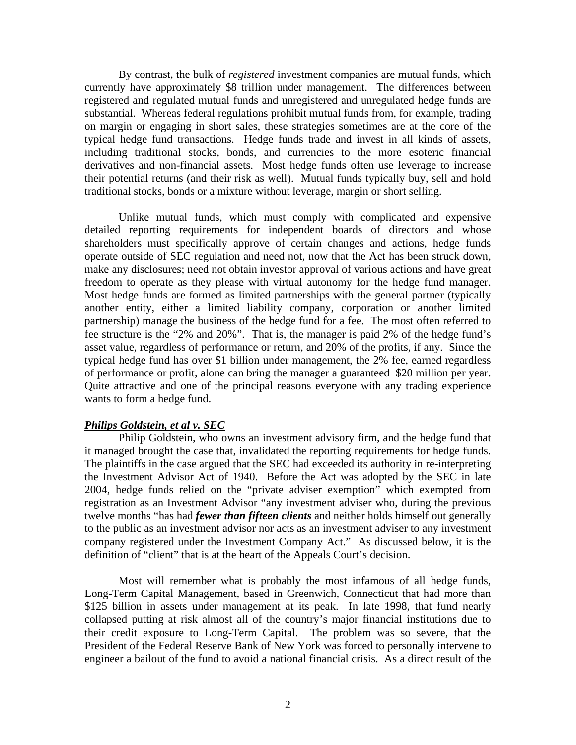By contrast, the bulk of *registered* investment companies are mutual funds, which currently have approximately $8 trillion under management. The differences between registered and regulated mutual funds and unregistered and unregulated hedge funds are substantial. Whereas federal regulations prohibit mutual funds from, for example, trading on margin or engaging in short sales, these strategies sometimes are at the core of the typical hedge fund transactions. Hedge funds trade and invest in all kinds of assets, including traditional stocks, bonds, and currencies to the more esoteric financial derivatives and non-financial assets. Most hedge funds often use leverage to increase their potential returns (and their risk as well). Mutual funds typically buy, sell and hold traditional stocks, bonds or a mixture without leverage, margin or short selling.

Unlike mutual funds, which must comply with complicated and expensive detailed reporting requirements for independent boards of directors and whose shareholders must specifically approve of certain changes and actions, hedge funds operate outside of SEC regulation and need not, now that the Act has been struck down, make any disclosures; need not obtain investor approval of various actions and have great freedom to operate as they please with virtual autonomy for the hedge fund manager. Most hedge funds are formed as limited partnerships with the general partner (typically another entity, either a limited liability company, corporation or another limited partnership) manage the business of the hedge fund for a fee. The most often referred to fee structure is the "2% and 20%". That is, the manager is paid 2% of the hedge fund's asset value, regardless of performance or return, and 20% of the profits, if any. Since the typical hedge fund has over $1 billion under management, the 2% fee, earned regardless of performance or profit, alone can bring the manager a guaranteed $20 million per year. Quite attractive and one of the principal reasons everyone with any trading experience wants to form a hedge fund.

***Philips Goldstein, et al v. SEC***

Philip Goldstein, who owns an investment advisory firm, and the hedge fund that it managed brought the case that, invalidated the reporting requirements for hedge funds. The plaintiffs in the case argued that the SEC had exceeded its authority in re-interpreting the Investment Advisor Act of 1940. Before the Act was adopted by the SEC in late 2004, hedge funds relied on the "private adviser exemption" which exempted from registration as an Investment Advisor "any investment adviser who, during the previous twelve months "has had ***fewer than fifteen clients*** and neither holds himself out generally to the public as an investment advisor nor acts as an investment adviser to any investment company registered under the Investment Company Act." As discussed below, it is the definition of "client" that is at the heart of the Appeals Court's decision.

Most will remember what is probably the most infamous of all hedge funds, Long-Term Capital Management, based in Greenwich, Connecticut that had more than $125 billion in assets under management at its peak. In late 1998, that fund nearly collapsed putting at risk almost all of the country's major financial institutions due to their credit exposure to Long-Term Capital. The problem was so severe, that the President of the Federal Reserve Bank of New York was forced to personally intervene to engineer a bailout of the fund to avoid a national financial crisis. As a direct result of the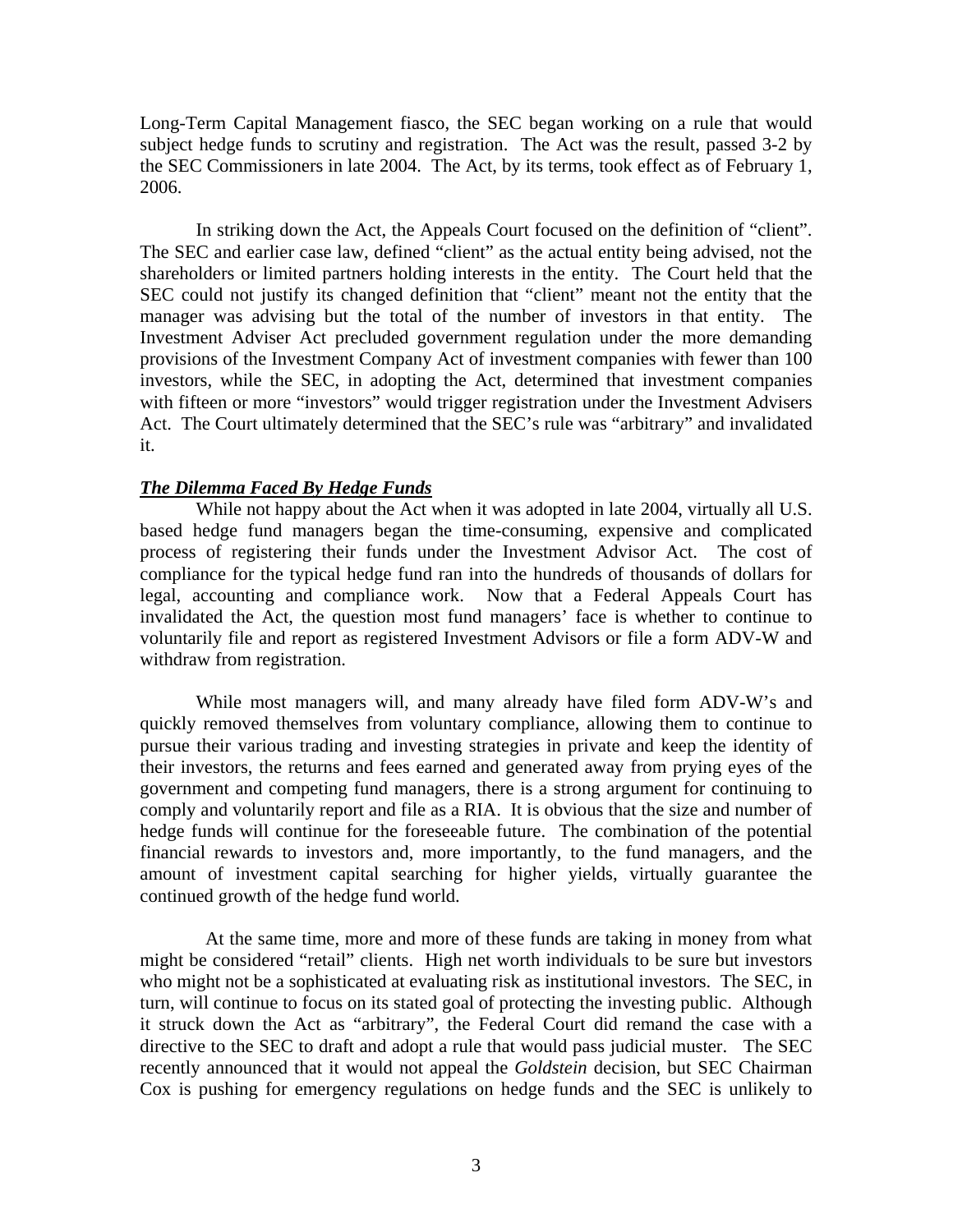Long-Term Capital Management fiasco, the SEC began working on a rule that would subject hedge funds to scrutiny and registration. The Act was the result, passed 3-2 by the SEC Commissioners in late 2004. The Act, by its terms, took effect as of February 1, 2006.

In striking down the Act, the Appeals Court focused on the definition of "client". The SEC and earlier case law, defined "client" as the actual entity being advised, not the shareholders or limited partners holding interests in the entity. The Court held that the SEC could not justify its changed definition that "client" meant not the entity that the manager was advising but the total of the number of investors in that entity. The Investment Adviser Act precluded government regulation under the more demanding provisions of the Investment Company Act of investment companies with fewer than 100 investors, while the SEC, in adopting the Act, determined that investment companies with fifteen or more "investors" would trigger registration under the Investment Advisers Act. The Court ultimately determined that the SEC's rule was "arbitrary" and invalidated it.

***<u>The Dilemma Faced By Hedge Funds</u>***

While not happy about the Act when it was adopted in late 2004, virtually all U.S. based hedge fund managers began the time-consuming, expensive and complicated process of registering their funds under the Investment Advisor Act. The cost of compliance for the typical hedge fund ran into the hundreds of thousands of dollars for legal, accounting and compliance work. Now that a Federal Appeals Court has invalidated the Act, the question most fund managers' face is whether to continue to voluntarily file and report as registered Investment Advisors or file a form ADV-W and withdraw from registration.

While most managers will, and many already have filed form ADV-W's and quickly removed themselves from voluntary compliance, allowing them to continue to pursue their various trading and investing strategies in private and keep the identity of their investors, the returns and fees earned and generated away from prying eyes of the government and competing fund managers, there is a strong argument for continuing to comply and voluntarily report and file as a RIA. It is obvious that the size and number of hedge funds will continue for the foreseeable future. The combination of the potential financial rewards to investors and, more importantly, to the fund managers, and the amount of investment capital searching for higher yields, virtually guarantee the continued growth of the hedge fund world.

At the same time, more and more of these funds are taking in money from what might be considered "retail" clients. High net worth individuals to be sure but investors who might not be a sophisticated at evaluating risk as institutional investors. The SEC, in turn, will continue to focus on its stated goal of protecting the investing public. Although it struck down the Act as "arbitrary", the Federal Court did remand the case with a directive to the SEC to draft and adopt a rule that would pass judicial muster. The SEC recently announced that it would not appeal the *Goldstein* decision, but SEC Chairman Cox is pushing for emergency regulations on hedge funds and the SEC is unlikely to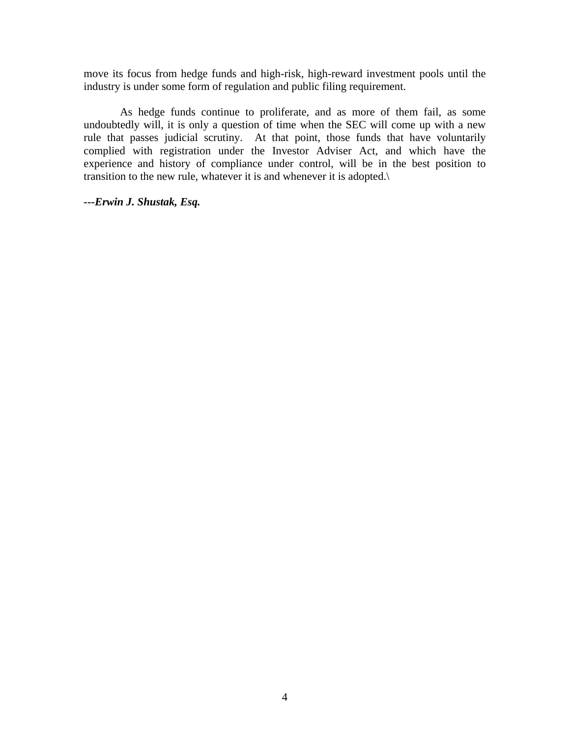move its focus from hedge funds and high-risk, high-reward investment pools until the industry is under some form of regulation and public filing requirement.

As hedge funds continue to proliferate, and as more of them fail, as some undoubtedly will, it is only a question of time when the SEC will come up with a new rule that passes judicial scrutiny. At that point, those funds that have voluntarily complied with registration under the Investor Adviser Act, and which have the experience and history of compliance under control, will be in the best position to transition to the new rule, whatever it is and whenever it is adopted.\

***---Erwin J. Shustak, Esq.***